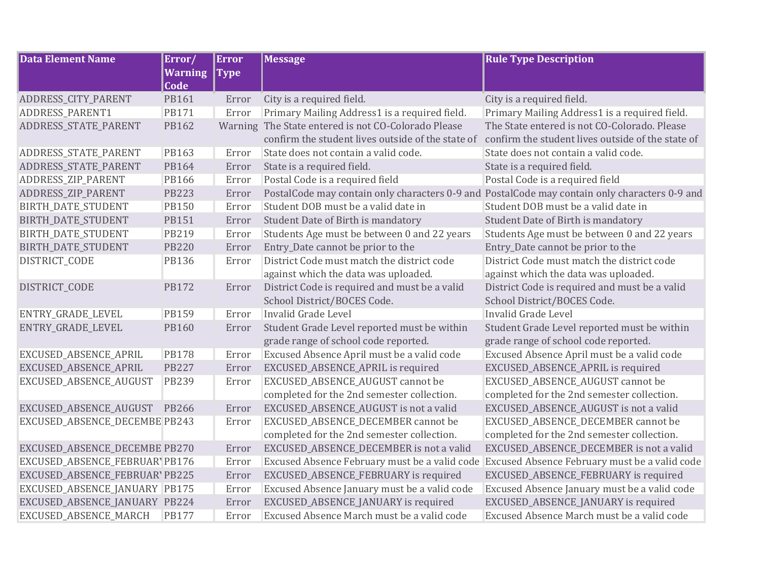| Data Element Name | Error/ Warning Code | Error Type | Message | Rule Type Description |
|---|---|---|---|---|
| ADDRESS_CITY_PARENT | PB161 | Error | City is a required field. | City is a required field. |
| ADDRESS_PARENT1 | PB171 | Error | Primary Mailing Address1 is a required field. | Primary Mailing Address1 is a required field. |
| ADDRESS_STATE_PARENT | PB162 | Warning | The State entered is not CO-Colorado Please confirm the student lives outside of the state of | The State entered is not CO-Colorado. Please confirm the student lives outside of the state of |
| ADDRESS_STATE_PARENT | PB163 | Error | State does not contain a valid code. | State does not contain a valid code. |
| ADDRESS_STATE_PARENT | PB164 | Error | State is a required field. | State is a required field. |
| ADDRESS_ZIP_PARENT | PB166 | Error | Postal Code is a required field | Postal Code is a required field |
| ADDRESS_ZIP_PARENT | PB223 | Error | PostalCode may contain only characters 0-9 and | PostalCode may contain only characters 0-9 and |
| BIRTH_DATE_STUDENT | PB150 | Error | Student DOB must be a valid date in | Student DOB must be a valid date in |
| BIRTH_DATE_STUDENT | PB151 | Error | Student Date of Birth is mandatory | Student Date of Birth is mandatory |
| BIRTH_DATE_STUDENT | PB219 | Error | Students Age must be between 0 and 22 years | Students Age must be between 0 and 22 years |
| BIRTH_DATE_STUDENT | PB220 | Error | Entry_Date cannot be prior to the | Entry_Date cannot be prior to the |
| DISTRICT_CODE | PB136 | Error | District Code must match the district code against which the data was uploaded. | District Code must match the district code against which the data was uploaded. |
| DISTRICT_CODE | PB172 | Error | District Code is required and must be a valid School District/BOCES Code. | District Code is required and must be a valid School District/BOCES Code. |
| ENTRY_GRADE_LEVEL | PB159 | Error | Invalid Grade Level | Invalid Grade Level |
| ENTRY_GRADE_LEVEL | PB160 | Error | Student Grade Level reported must be within grade range of school code reported. | Student Grade Level reported must be within grade range of school code reported. |
| EXCUSED_ABSENCE_APRIL | PB178 | Error | Excused Absence April must be a valid code | Excused Absence April must be a valid code |
| EXCUSED_ABSENCE_APRIL | PB227 | Error | EXCUSED_ABSENCE_APRIL is required | EXCUSED_ABSENCE_APRIL is required |
| EXCUSED_ABSENCE_AUGUST | PB239 | Error | EXCUSED_ABSENCE_AUGUST cannot be completed for the 2nd semester collection. | EXCUSED_ABSENCE_AUGUST cannot be completed for the 2nd semester collection. |
| EXCUSED_ABSENCE_AUGUST | PB266 | Error | EXCUSED_ABSENCE_AUGUST is not a valid | EXCUSED_ABSENCE_AUGUST is not a valid |
| EXCUSED_ABSENCE_DECEMBE | PB243 | Error | EXCUSED_ABSENCE_DECEMBER cannot be completed for the 2nd semester collection. | EXCUSED_ABSENCE_DECEMBER cannot be completed for the 2nd semester collection. |
| EXCUSED_ABSENCE_DECEMBE | PB270 | Error | EXCUSED_ABSENCE_DECEMBER is not a valid | EXCUSED_ABSENCE_DECEMBER is not a valid |
| EXCUSED_ABSENCE_FEBRUAR | PB176 | Error | Excused Absence February must be a valid code | Excused Absence February must be a valid code |
| EXCUSED_ABSENCE_FEBRUAR | PB225 | Error | EXCUSED_ABSENCE_FEBRUARY is required | EXCUSED_ABSENCE_FEBRUARY is required |
| EXCUSED_ABSENCE_JANUARY | PB175 | Error | Excused Absence January must be a valid code | Excused Absence January must be a valid code |
| EXCUSED_ABSENCE_JANUARY | PB224 | Error | EXCUSED_ABSENCE_JANUARY is required | EXCUSED_ABSENCE_JANUARY is required |
| EXCUSED_ABSENCE_MARCH | PB177 | Error | Excused Absence March must be a valid code | Excused Absence March must be a valid code |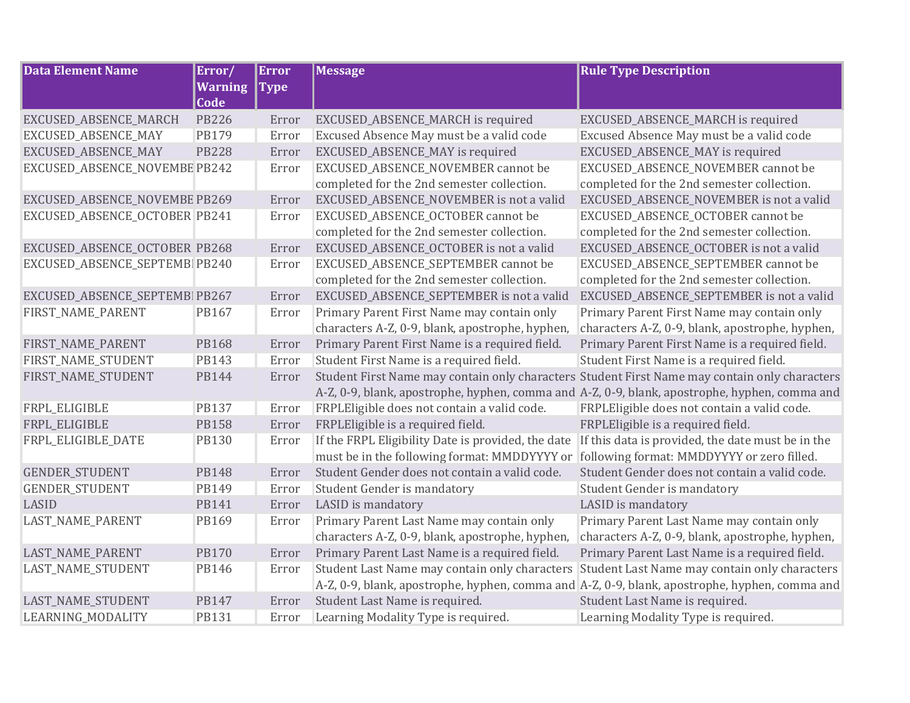| Data Element Name | Error/ Warning Code | Error Type | Message | Rule Type Description |
|---|---|---|---|---|
| EXCUSED_ABSENCE_MARCH | PB226 | Error | EXCUSED_ABSENCE_MARCH is required | EXCUSED_ABSENCE_MARCH is required |
| EXCUSED_ABSENCE_MAY | PB179 | Error | Excused Absence May must be a valid code | Excused Absence May must be a valid code |
| EXCUSED_ABSENCE_MAY | PB228 | Error | EXCUSED_ABSENCE_MAY is required | EXCUSED_ABSENCE_MAY is required |
| EXCUSED_ABSENCE_NOVEMBE | PB242 | Error | EXCUSED_ABSENCE_NOVEMBER cannot be completed for the 2nd semester collection. | EXCUSED_ABSENCE_NOVEMBER cannot be completed for the 2nd semester collection. |
| EXCUSED_ABSENCE_NOVEMBE | PB269 | Error | EXCUSED_ABSENCE_NOVEMBER is not a valid | EXCUSED_ABSENCE_NOVEMBER is not a valid |
| EXCUSED_ABSENCE_OCTOBER | PB241 | Error | EXCUSED_ABSENCE_OCTOBER cannot be completed for the 2nd semester collection. | EXCUSED_ABSENCE_OCTOBER cannot be completed for the 2nd semester collection. |
| EXCUSED_ABSENCE_OCTOBER | PB268 | Error | EXCUSED_ABSENCE_OCTOBER is not a valid | EXCUSED_ABSENCE_OCTOBER is not a valid |
| EXCUSED_ABSENCE_SEPTEMB | PB240 | Error | EXCUSED_ABSENCE_SEPTEMBER cannot be completed for the 2nd semester collection. | EXCUSED_ABSENCE_SEPTEMBER cannot be completed for the 2nd semester collection. |
| EXCUSED_ABSENCE_SEPTEMB | PB267 | Error | EXCUSED_ABSENCE_SEPTEMBER is not a valid | EXCUSED_ABSENCE_SEPTEMBER is not a valid |
| FIRST_NAME_PARENT | PB167 | Error | Primary Parent First Name may contain only characters A-Z, 0-9, blank, apostrophe, hyphen, | Primary Parent First Name may contain only characters A-Z, 0-9, blank, apostrophe, hyphen, |
| FIRST_NAME_PARENT | PB168 | Error | Primary Parent First Name is a required field. | Primary Parent First Name is a required field. |
| FIRST_NAME_STUDENT | PB143 | Error | Student First Name is a required field. | Student First Name is a required field. |
| FIRST_NAME_STUDENT | PB144 | Error | Student First Name may contain only characters A-Z, 0-9, blank, apostrophe, hyphen, comma and | Student First Name may contain only characters A-Z, 0-9, blank, apostrophe, hyphen, comma and |
| FRPL_ELIGIBLE | PB137 | Error | FRPLEligible does not contain a valid code. | FRPLEligible does not contain a valid code. |
| FRPL_ELIGIBLE | PB158 | Error | FRPLEligible is a required field. | FRPLEligible is a required field. |
| FRPL_ELIGIBLE_DATE | PB130 | Error | If the FRPL Eligibility Date is provided, the date must be in the following format: MMDDYYYY or | If this data is provided, the date must be in the following format: MMDDYYYY or zero filled. |
| GENDER_STUDENT | PB148 | Error | Student Gender does not contain a valid code. | Student Gender does not contain a valid code. |
| GENDER_STUDENT | PB149 | Error | Student Gender is mandatory | Student Gender is mandatory |
| LASID | PB141 | Error | LASID is mandatory | LASID is mandatory |
| LAST_NAME_PARENT | PB169 | Error | Primary Parent Last Name may contain only characters A-Z, 0-9, blank, apostrophe, hyphen, | Primary Parent Last Name may contain only characters A-Z, 0-9, blank, apostrophe, hyphen, |
| LAST_NAME_PARENT | PB170 | Error | Primary Parent Last Name is a required field. | Primary Parent Last Name is a required field. |
| LAST_NAME_STUDENT | PB146 | Error | Student Last Name may contain only characters A-Z, 0-9, blank, apostrophe, hyphen, comma and | Student Last Name may contain only characters A-Z, 0-9, blank, apostrophe, hyphen, comma and |
| LAST_NAME_STUDENT | PB147 | Error | Student Last Name is required. | Student Last Name is required. |
| LEARNING_MODALITY | PB131 | Error | Learning Modality Type is required. | Learning Modality Type is required. |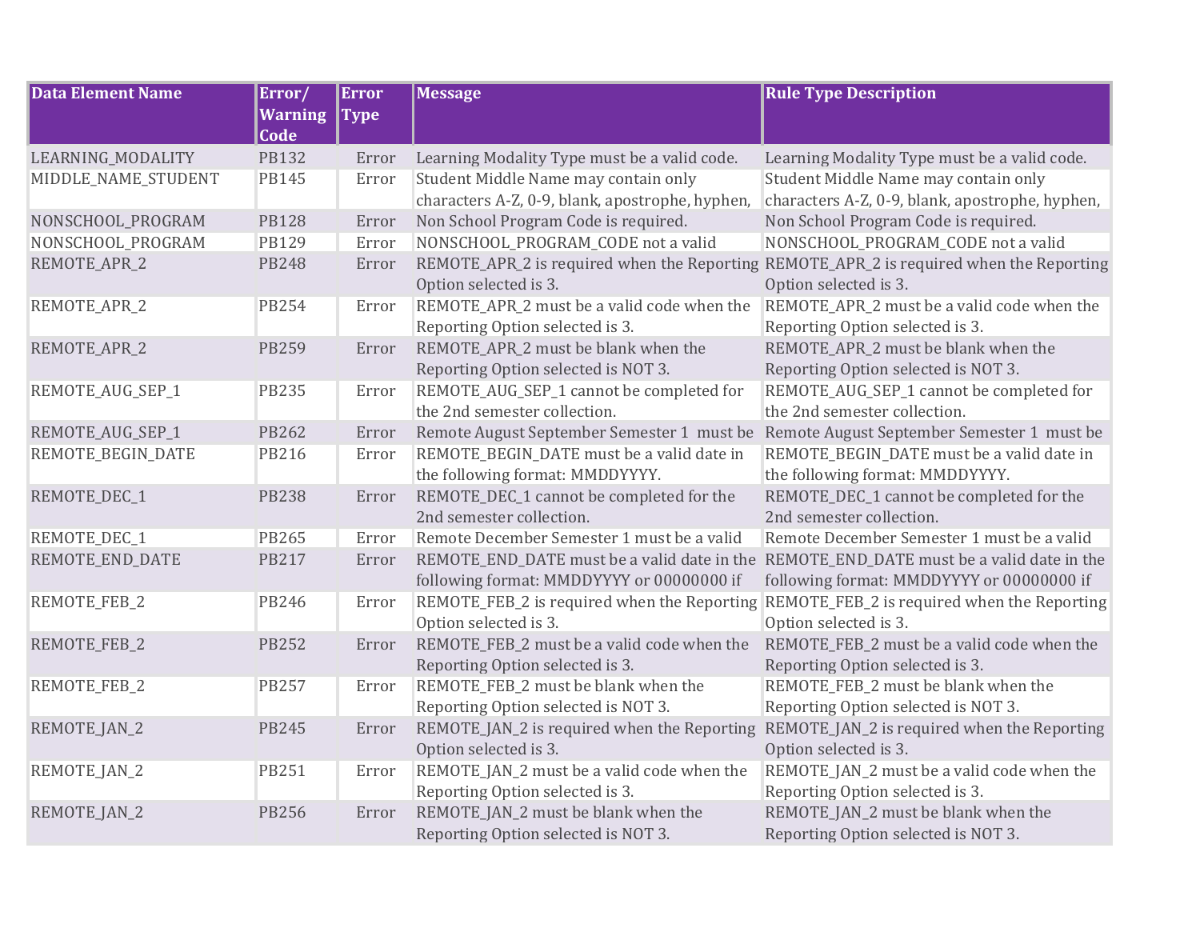| Data Element Name | Error/ Warning Code | Error Type | Message | Rule Type Description |
|---|---|---|---|---|
| LEARNING_MODALITY | PB132 | Error | Learning Modality Type must be a valid code. | Learning Modality Type must be a valid code. |
| MIDDLE_NAME_STUDENT | PB145 | Error | Student Middle Name may contain only characters A-Z, 0-9, blank, apostrophe, hyphen, | Student Middle Name may contain only characters A-Z, 0-9, blank, apostrophe, hyphen, |
| NONSCHOOL_PROGRAM | PB128 | Error | Non School Program Code is required. | Non School Program Code is required. |
| NONSCHOOL_PROGRAM | PB129 | Error | NONSCHOOL_PROGRAM_CODE not a valid | NONSCHOOL_PROGRAM_CODE not a valid |
| REMOTE_APR_2 | PB248 | Error | REMOTE_APR_2 is required when the Reporting Option selected is 3. | REMOTE_APR_2 is required when the Reporting Option selected is 3. |
| REMOTE_APR_2 | PB254 | Error | REMOTE_APR_2 must be a valid code when the Reporting Option selected is 3. | REMOTE_APR_2 must be a valid code when the Reporting Option selected is 3. |
| REMOTE_APR_2 | PB259 | Error | REMOTE_APR_2 must be blank when the Reporting Option selected is NOT 3. | REMOTE_APR_2 must be blank when the Reporting Option selected is NOT 3. |
| REMOTE_AUG_SEP_1 | PB235 | Error | REMOTE_AUG_SEP_1 cannot be completed for the 2nd semester collection. | REMOTE_AUG_SEP_1 cannot be completed for the 2nd semester collection. |
| REMOTE_AUG_SEP_1 | PB262 | Error | Remote August September Semester 1 must be | Remote August September Semester 1 must be |
| REMOTE_BEGIN_DATE | PB216 | Error | REMOTE_BEGIN_DATE must be a valid date in the following format: MMDDYYYY. | REMOTE_BEGIN_DATE must be a valid date in the following format: MMDDYYYY. |
| REMOTE_DEC_1 | PB238 | Error | REMOTE_DEC_1 cannot be completed for the 2nd semester collection. | REMOTE_DEC_1 cannot be completed for the 2nd semester collection. |
| REMOTE_DEC_1 | PB265 | Error | Remote December Semester 1 must be a valid | Remote December Semester 1 must be a valid |
| REMOTE_END_DATE | PB217 | Error | REMOTE_END_DATE must be a valid date in the following format: MMDDYYYY or 00000000 if | REMOTE_END_DATE must be a valid date in the following format: MMDDYYYY or 00000000 if |
| REMOTE_FEB_2 | PB246 | Error | REMOTE_FEB_2 is required when the Reporting Option selected is 3. | REMOTE_FEB_2 is required when the Reporting Option selected is 3. |
| REMOTE_FEB_2 | PB252 | Error | REMOTE_FEB_2 must be a valid code when the Reporting Option selected is 3. | REMOTE_FEB_2 must be a valid code when the Reporting Option selected is 3. |
| REMOTE_FEB_2 | PB257 | Error | REMOTE_FEB_2 must be blank when the Reporting Option selected is NOT 3. | REMOTE_FEB_2 must be blank when the Reporting Option selected is NOT 3. |
| REMOTE_JAN_2 | PB245 | Error | REMOTE_JAN_2 is required when the Reporting Option selected is 3. | REMOTE_JAN_2 is required when the Reporting Option selected is 3. |
| REMOTE_JAN_2 | PB251 | Error | REMOTE_JAN_2 must be a valid code when the Reporting Option selected is 3. | REMOTE_JAN_2 must be a valid code when the Reporting Option selected is 3. |
| REMOTE_JAN_2 | PB256 | Error | REMOTE_JAN_2 must be blank when the Reporting Option selected is NOT 3. | REMOTE_JAN_2 must be blank when the Reporting Option selected is NOT 3. |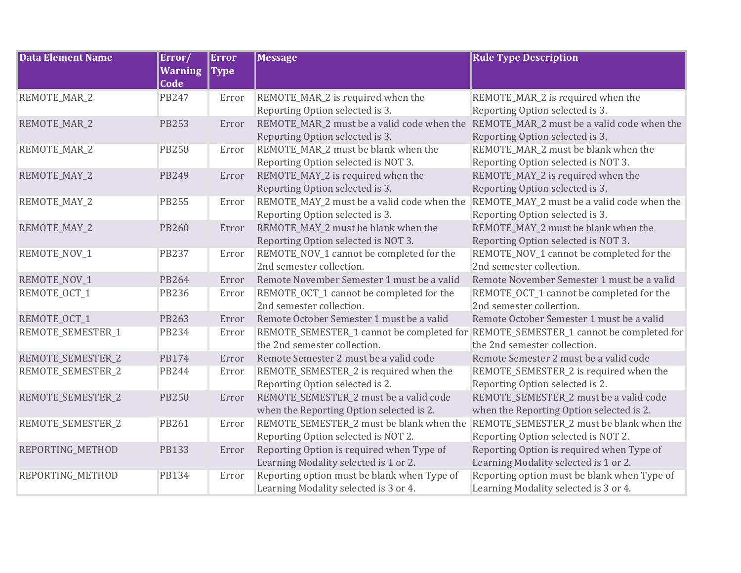| Data Element Name | Error/ Warning Code | Error Type | Message | Rule Type Description |
|---|---|---|---|---|
| REMOTE_MAR_2 | PB247 | Error | REMOTE_MAR_2 is required when the Reporting Option selected is 3. | REMOTE_MAR_2 is required when the Reporting Option selected is 3. |
| REMOTE_MAR_2 | PB253 | Error | REMOTE_MAR_2 must be a valid code when the Reporting Option selected is 3. | REMOTE_MAR_2 must be a valid code when the Reporting Option selected is 3. |
| REMOTE_MAR_2 | PB258 | Error | REMOTE_MAR_2 must be blank when the Reporting Option selected is NOT 3. | REMOTE_MAR_2 must be blank when the Reporting Option selected is NOT 3. |
| REMOTE_MAY_2 | PB249 | Error | REMOTE_MAY_2 is required when the Reporting Option selected is 3. | REMOTE_MAY_2 is required when the Reporting Option selected is 3. |
| REMOTE_MAY_2 | PB255 | Error | REMOTE_MAY_2 must be a valid code when the Reporting Option selected is 3. | REMOTE_MAY_2 must be a valid code when the Reporting Option selected is 3. |
| REMOTE_MAY_2 | PB260 | Error | REMOTE_MAY_2 must be blank when the Reporting Option selected is NOT 3. | REMOTE_MAY_2 must be blank when the Reporting Option selected is NOT 3. |
| REMOTE_NOV_1 | PB237 | Error | REMOTE_NOV_1 cannot be completed for the 2nd semester collection. | REMOTE_NOV_1 cannot be completed for the 2nd semester collection. |
| REMOTE_NOV_1 | PB264 | Error | Remote November Semester 1 must be a valid | Remote November Semester 1 must be a valid |
| REMOTE_OCT_1 | PB236 | Error | REMOTE_OCT_1 cannot be completed for the 2nd semester collection. | REMOTE_OCT_1 cannot be completed for the 2nd semester collection. |
| REMOTE_OCT_1 | PB263 | Error | Remote October Semester 1 must be a valid | Remote October Semester 1 must be a valid |
| REMOTE_SEMESTER_1 | PB234 | Error | REMOTE_SEMESTER_1 cannot be completed for the 2nd semester collection. | REMOTE_SEMESTER_1 cannot be completed for the 2nd semester collection. |
| REMOTE_SEMESTER_2 | PB174 | Error | Remote Semester 2 must be a valid code | Remote Semester 2 must be a valid code |
| REMOTE_SEMESTER_2 | PB244 | Error | REMOTE_SEMESTER_2 is required when the Reporting Option selected is 2. | REMOTE_SEMESTER_2 is required when the Reporting Option selected is 2. |
| REMOTE_SEMESTER_2 | PB250 | Error | REMOTE_SEMESTER_2 must be a valid code when the Reporting Option selected is 2. | REMOTE_SEMESTER_2 must be a valid code when the Reporting Option selected is 2. |
| REMOTE_SEMESTER_2 | PB261 | Error | REMOTE_SEMESTER_2 must be blank when the Reporting Option selected is NOT 2. | REMOTE_SEMESTER_2 must be blank when the Reporting Option selected is NOT 2. |
| REPORTING_METHOD | PB133 | Error | Reporting Option is required when Type of Learning Modality selected is 1 or 2. | Reporting Option is required when Type of Learning Modality selected is 1 or 2. |
| REPORTING_METHOD | PB134 | Error | Reporting option must be blank when Type of Learning Modality selected is 3 or 4. | Reporting option must be blank when Type of Learning Modality selected is 3 or 4. |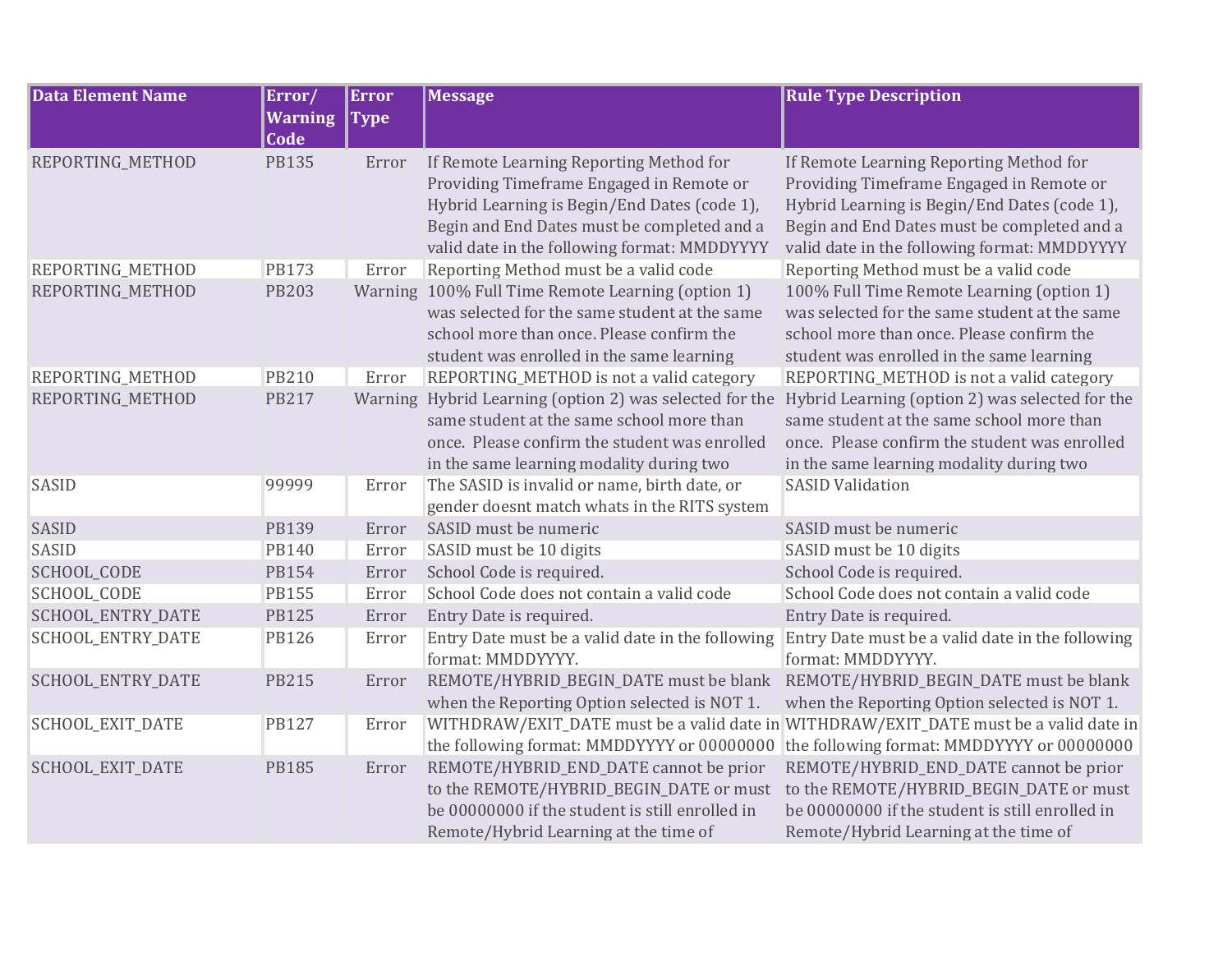| Data Element Name | Error/ Warning Code | Error Type | Message | Rule Type Description |
| --- | --- | --- | --- | --- |
| REPORTING_METHOD | PB135 | Error | If Remote Learning Reporting Method for Providing Timeframe Engaged in Remote or Hybrid Learning is Begin/End Dates (code 1), Begin and End Dates must be completed and a valid date in the following format: MMDDYYYY | If Remote Learning Reporting Method for Providing Timeframe Engaged in Remote or Hybrid Learning is Begin/End Dates (code 1), Begin and End Dates must be completed and a valid date in the following format: MMDDYYYY |
| REPORTING_METHOD | PB173 | Error | Reporting Method must be a valid code | Reporting Method must be a valid code |
| REPORTING_METHOD | PB203 | Warning | 100% Full Time Remote Learning (option 1) was selected for the same student at the same school more than once. Please confirm the student was enrolled in the same learning | 100% Full Time Remote Learning (option 1) was selected for the same student at the same school more than once. Please confirm the student was enrolled in the same learning |
| REPORTING_METHOD | PB210 | Error | REPORTING_METHOD is not a valid category | REPORTING_METHOD is not a valid category |
| REPORTING_METHOD | PB217 | Warning | Hybrid Learning (option 2) was selected for the same student at the same school more than once. Please confirm the student was enrolled in the same learning modality during two | Hybrid Learning (option 2) was selected for the same student at the same school more than once. Please confirm the student was enrolled in the same learning modality during two |
| SASID | 99999 | Error | The SASID is invalid or name, birth date, or gender doesnt match whats in the RITS system | SASID Validation |
| SASID | PB139 | Error | SASID must be numeric | SASID must be numeric |
| SASID | PB140 | Error | SASID must be 10 digits | SASID must be 10 digits |
| SCHOOL_CODE | PB154 | Error | School Code is required. | School Code is required. |
| SCHOOL_CODE | PB155 | Error | School Code does not contain a valid code | School Code does not contain a valid code |
| SCHOOL_ENTRY_DATE | PB125 | Error | Entry Date is required. | Entry Date is required. |
| SCHOOL_ENTRY_DATE | PB126 | Error | Entry Date must be a valid date in the following format: MMDDYYYY. | Entry Date must be a valid date in the following format: MMDDYYYY. |
| SCHOOL_ENTRY_DATE | PB215 | Error | REMOTE/HYBRID_BEGIN_DATE must be blank when the Reporting Option selected is NOT 1. | REMOTE/HYBRID_BEGIN_DATE must be blank when the Reporting Option selected is NOT 1. |
| SCHOOL_EXIT_DATE | PB127 | Error | WITHDRAW/EXIT_DATE must be a valid date in the following format: MMDDYYYY or 00000000 | WITHDRAW/EXIT_DATE must be a valid date in the following format: MMDDYYYY or 00000000 |
| SCHOOL_EXIT_DATE | PB185 | Error | REMOTE/HYBRID_END_DATE cannot be prior to the REMOTE/HYBRID_BEGIN_DATE or must be 00000000 if the student is still enrolled in Remote/Hybrid Learning at the time of | REMOTE/HYBRID_END_DATE cannot be prior to the REMOTE/HYBRID_BEGIN_DATE or must be 00000000 if the student is still enrolled in Remote/Hybrid Learning at the time of |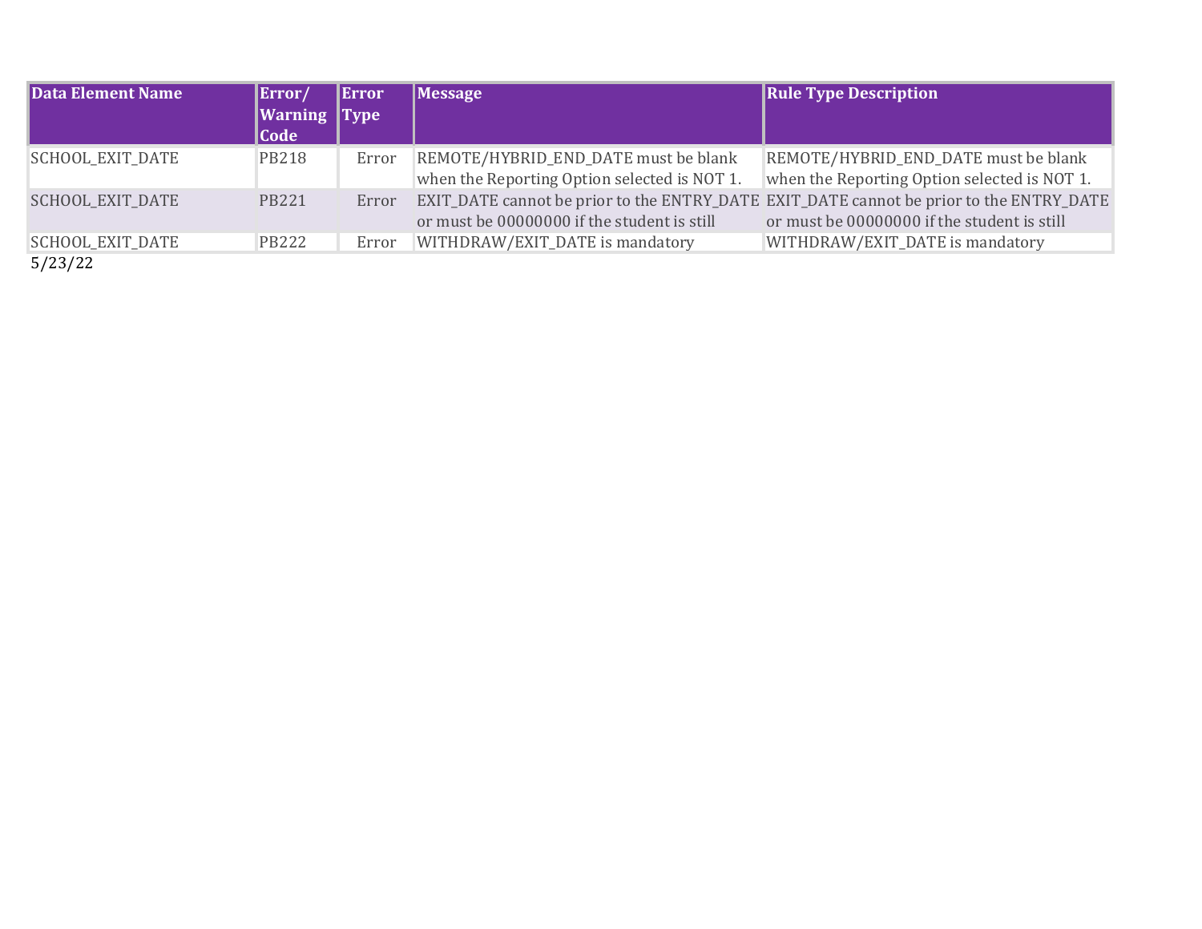| Data Element Name | Error/ Warning Code | Error Type | Message | Rule Type Description |
|---|---|---|---|---|
| SCHOOL_EXIT_DATE | PB218 | Error | REMOTE/HYBRID_END_DATE must be blank when the Reporting Option selected is NOT 1. | REMOTE/HYBRID_END_DATE must be blank when the Reporting Option selected is NOT 1. |
| SCHOOL_EXIT_DATE | PB221 | Error | EXIT_DATE cannot be prior to the ENTRY_DATE or must be 00000000 if the student is still | EXIT_DATE cannot be prior to the ENTRY_DATE or must be 00000000 if the student is still |
| SCHOOL_EXIT_DATE | PB222 | Error | WITHDRAW/EXIT_DATE is mandatory | WITHDRAW/EXIT_DATE is mandatory |

5/23/22